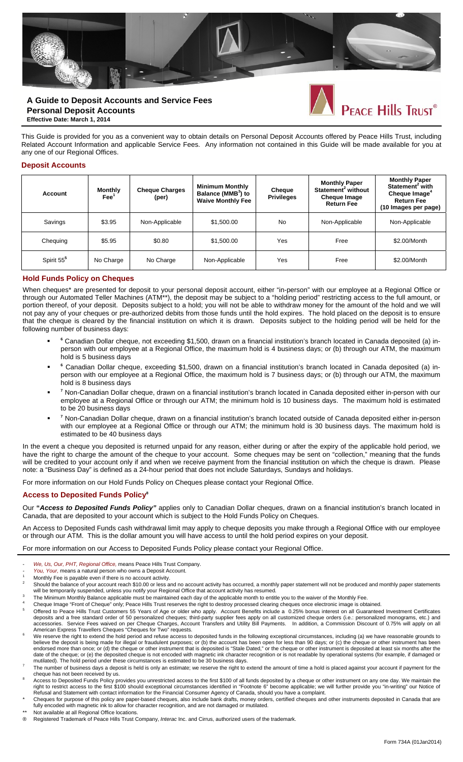# A Guide to Deposit Accounts and Service Fees

## Personal Deposit Accounts

**Effective Date: March 1, 2014**

PEACE HILLS TRUST®

This Guide is provided for you as a convenient way to obtain details on Personal Deposit Accounts offered by Peace Hills Trust, including Related Account Information and applicable Service Fees. Any information not contained in this Guide will be made available for you at any one of our Regional Offices.

## Deposit Accounts

| Account | Monthly Fee[1] | Cheque Charges (per) | Minimum Monthly Balance (MMB[3]) to Waive Monthly Fee | Cheque Privileges | Monthly Paper Statement[2] without Cheque Image Return Fee | Monthly Paper Statement[2] with Cheque Image[4] Return Fee (10 Images per page) |
|---|---|---|---|---|---|---|
| Savings | $3.95 | Non-Applicable | $1,500.00 | No | Non-Applicable | Non-Applicable |
| Chequing | $5.95 | $0.80 | $1,500.00 | Yes | Free | $2.00/Month |
| Spirit 55[5] | No Charge | No Charge | Non-Applicable | Yes | Free | $2.00/Month |

## Hold Funds Policy on Cheques

When cheques* are presented for deposit to your personal deposit account, either "in-person" with our employee at a Regional Office or through our Automated Teller Machines (ATM**), the deposit may be subject to a "holding period" restricting access to the full amount, or portion thereof, of your deposit. Deposits subject to a hold; you will not be able to withdraw money for the amount of the hold and we will not pay any of your cheques or pre-authorized debits from those funds until the hold expires. The hold placed on the deposit is to ensure that the cheque is cleared by the financial institution on which it is drawn. Deposits subject to the holding period will be held for the following number of business days:

- [6] Canadian Dollar cheque, not exceeding $1,500, drawn on a financial institution's branch located in Canada deposited (a) in-person with our employee at a Regional Office, the maximum hold is 4 business days; or (b) through our ATM, the maximum hold is 5 business days
- [6] Canadian Dollar cheque, exceeding $1,500, drawn on a financial institution's branch located in Canada deposited (a) in-person with our employee at a Regional Office, the maximum hold is 7 business days; or (b) through our ATM, the maximum hold is 8 business days
- [7] Non-Canadian Dollar cheque, drawn on a financial institution's branch located in Canada deposited either in-person with our employee at a Regional Office or through our ATM; the minimum hold is 10 business days. The maximum hold is estimated to be 20 business days
- [7] Non-Canadian Dollar cheque, drawn on a financial institution's branch located outside of Canada deposited either in-person with our employee at a Regional Office or through our ATM; the minimum hold is 30 business days. The maximum hold is estimated to be 40 business days

In the event a cheque you deposited is returned unpaid for any reason, either during or after the expiry of the applicable hold period, we have the right to charge the amount of the cheque to your account. Some cheques may be sent on "collection," meaning that the funds will be credited to your account only if and when we receive payment from the financial institution on which the cheque is drawn. Please note: a "Business Day" is defined as a 24-hour period that does not include Saturdays, Sundays and holidays.

For more information on our Hold Funds Policy on Cheques please contact your Regional Office.

## Access to Deposited Funds Policy[8]

Our **"*Access to Deposited Funds Policy*"** applies only to Canadian Dollar cheques, drawn on a financial institution's branch located in Canada, that are deposited to your account which is subject to the Hold Funds Policy on Cheques.

An Access to Deposited Funds cash withdrawal limit may apply to cheque deposits you make through a Regional Office with our employee or through our ATM. This is the dollar amount you will have access to until the hold period expires on your deposit.

For more information on our Access to Deposited Funds Policy please contact your Regional Office.

---

- *We, Us, Our, PHT, Regional Office,* means Peace Hills Trust Company.
- *You, Your,* means a natural person who owns a Deposit Account.

1. Monthly Fee is payable even if there is no account activity.
2. Should the balance of your account reach $10.00 or less and no account activity has occurred, a monthly paper statement will not be produced and monthly paper statements will be temporarily suspended, unless you notify your Regional Office that account activity has resumed.
3. The Minimum Monthly Balance applicable must be maintained each day of the applicable month to entitle you to the waiver of the Monthly Fee.
4. Cheque Image "Front of Cheque" only; Peace Hills Trust reserves the right to destroy processed clearing cheques once electronic image is obtained.
5. Offered to Peace Hills Trust Customers 55 Years of Age or older who apply. Account Benefits include a 0.25% bonus interest on all Guaranteed Investment Certificates deposits and a free standard order of 50 personalized cheques; third-party supplier fees apply on all customized cheque orders (i.e.: personalized monograms, etc.) and accessories. Service Fees waived on per Cheque Charges, Account Transfers and Utility Bill Payments. In addition, a Commission Discount of 0.75% will apply on all American Express Travellers Cheques "Cheques for Two" requests.
6. We reserve the right to extend the hold period and refuse access to deposited funds in the following exceptional circumstances, including (a) we have reasonable grounds to believe the deposit is being made for illegal or fraudulent purposes; or (b) the account has been open for less than 90 days; or (c) the cheque or other instrument has been endorsed more than once; or (d) the cheque or other instrument that is deposited is "Stale Dated," or the cheque or other instrument is deposited at least six months after the date of the cheque; or (e) the deposited cheque is not encoded with magnetic ink character recognition or is not readable by operational systems (for example, if damaged or mutilated). The hold period under these circumstances is estimated to be 30 business days.
7. The number of business days a deposit is held is only an estimate; we reserve the right to extend the amount of time a hold is placed against your account if payment for the cheque has not been received by us.
8. Access to Deposited Funds Policy provides you unrestricted access to the first $100 of all funds deposited by a cheque or other instrument on any one day. We maintain the right to restrict access to the first $100 should exceptional circumstances identified in "Footnote 6" become applicable; we will further provide you "in-writing" our Notice of Refusal and Statement with contact information for the Financial Consumer Agency of Canada, should you have a complaint.

\* Cheques for purpose of this policy are paper-based cheques, also include bank drafts, money orders, certified cheques and other instruments deposited in Canada that are fully encoded with magnetic ink to allow for character recognition, and are not damaged or mutilated.

** Not available at all Regional Office locations.

® Registered Trademark of Peace Hills Trust Company, *Interac* Inc. and Cirrus, authorized users of the trademark.

Form 734A (01Jan2014)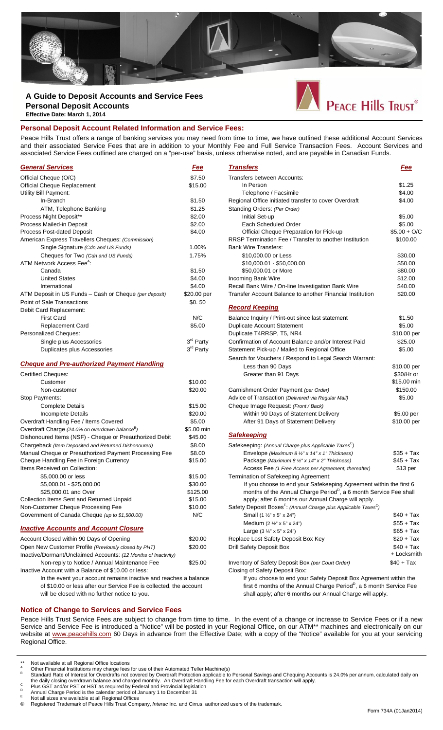# A Guide to Deposit Accounts and Service Fees

## Personal Deposit Accounts

**Effective Date: March 1, 2014**

PEACE HILLS TRUST®

## Personal Deposit Account Related Information and Service Fees:

Peace Hills Trust offers a range of banking services you may need from time to time, we have outlined these additional Account Services and their associated Service Fees that are in addition to your Monthly Fee and Full Service Transaction Fees. Account Services and associated Service Fees outlined are charged on a "per-use" basis, unless otherwise noted, and are payable in Canadian Funds.

| ***General Services*** | ***Fee*** |
|---|---|
| Official Cheque (O/C) | $7.50 |
| Official Cheque Replacement | $15.00 |
| Utility Bill Payment: | |
| In-Branch | $1.50 |
| ATM, Telephone Banking | $1.25 |
| Process Night Deposit** | $2.00 |
| Process Mailed-in Deposit | $2.00 |
| Process Post-dated Deposit | $4.00 |
| American Express Travellers Cheques: *(Commission)* | |
| Single Signature *(Cdn and US Funds)* | 1.00% |
| Cheques for Two *(Cdn and US Funds)* | 1.75% |
| ATM Network Access Fee[A]: | |
| Canada | $1.50 |
| United States | $4.00 |
| International | $4.00 |
| ATM Deposit in US Funds – Cash or Cheque *(per deposit)* | $20.00 per |
| Point of Sale Transactions | $0. 50 |
| Debit Card Replacement: | |
| First Card | N/C |
| Replacement Card | $5.00 |
| Personalized Cheques: | |
| Single plus Accessories | 3rd Party |
| Duplicates plus Accessories | 3rd Party |

| ***Cheque and Pre-authorized Payment Handling*** | |
|---|---|
| Certified Cheques: | |
| Customer | $10.00 |
| Non-customer | $20.00 |
| Stop Payments: | |
| Complete Details | $15.00 |
| Incomplete Details | $20.00 |
| Overdraft Handling Fee / Items Covered | $5.00 |
| Overdraft Charge *(24.0% on overdrawn balance[B])* | $5.00 min |
| Dishonoured Items (NSF) - Cheque or Preauthorized Debit | $45.00 |
| Chargeback *(Item Deposited and Returned Dishonoured)* | $8.00 |
| Manual Cheque or Preauthorized Payment Processing Fee | $8.00 |
| Cheque Handling Fee in Foreign Currency | $15.00 |
| Items Received on Collection: | |
| $5,000.00 or less | $15.00 |
| $5,000.01 - $25,000.00 | $30.00 |
| $25,000.01 and Over | $125.00 |
| Collection Items Sent and Returned Unpaid | $15.00 |
| Non-Customer Cheque Processing Fee | $10.00 |
| Government of Canada Cheque *(up to $1,500.00)* | N/C |

| ***Inactive Accounts and Account Closure*** | |
|---|---|
| Account Closed within 90 Days of Opening | $20.00 |
| Open New Customer Profile *(Previously closed by PHT)* | $20.00 |
| Inactive/Dormant/Unclaimed Accounts: *(12 Months of Inactivity)* | |
| Non-reply to Notice / Annual Maintenance Fee | $25.00 |
| Inactive Account with a Balance of $10.00 or less: | |

In the event your account remains inactive and reaches a balance of $10.00 or less after our Service Fee is collected, the account will be closed with no further notice to you.

| ***Transfers*** | ***Fee*** |
|---|---|
| Transfers between Accounts: | |
| In Person | $1.25 |
| Telephone / Facsimile | $4.00 |
| Regional Office initiated transfer to cover Overdraft | $4.00 |
| Standing Orders: *(Per Order)* | |
| Initial Set-up | $5.00 |
| Each Scheduled Order | $5.00 |
| Official Cheque Preparation for Pick-up | $5.00 + O/C |
| RRSP Termination Fee / Transfer to another Institution | $100.00 |
| Bank Wire Transfers: | |
| $10,000.00 or Less | $30.00 |
| $10,000.01 - $50,000.00 | $50.00 |
| $50,000.01 or More | $80.00 |
| Incoming Bank Wire | $12.00 |
| Recall Bank Wire / On-line Investigation Bank Wire | $40.00 |
| Transfer Account Balance to another Financial Institution | $20.00 |

| ***Record Keeping*** | |
|---|---|
| Balance Inquiry / Print-out since last statement | $1.50 |
| Duplicate Account Statement | $5.00 |
| Duplicate T4RRSP, T5, NR4 | $10.00 per |
| Confirmation of Account Balance and/or Interest Paid | $25.00 |
| Statement Pick-up / Mailed to Regional Office | $5.00 |
| Search for Vouchers / Respond to Legal Search Warrant: | |
| Less than 90 Days | $10.00 per |
| Greater than 91 Days | $30/Hr or $15.00 min |
| Garnishment Order Payment *(per Order)* | $150.00 |
| Advice of Transaction *(Delivered via Regular Mail)* | $5.00 |
| Cheque Image Request: *(Front / Back)* | |
| Within 90 Days of Statement Delivery | $5.00 per |
| After 91 Days of Statement Delivery | $10.00 per |

| ***Safekeeping*** | |
|---|---|
| Safekeeping: *(Annual Charge plus Applicable Taxes[C])* | |
| Envelope *(Maximum 8 ½" x 14" x 1" Thickness)* | $35 + Tax |
| Package *(Maximum 8 ½" x 14" x 2" Thickness)* | $45 + Tax |
| Access Fee *(1 Free Access per Agreement, thereafter)* | $13 per |
| Termination of Safekeeping Agreement: | |

If you choose to end your Safekeeping Agreement within the first 6 months of the Annual Charge Period[D], a 6 month Service Fee shall apply; after 6 months our Annual Charge will apply.

| | |
|---|---|
| Safety Deposit Boxes[E]: *(Annual Charge plus Applicable Taxes[C])* | |
| Small (1 ½" x 5" x 24") | $40 + Tax |
| Medium (2 ½" x 5" x 24") | $55 + Tax |
| Large (3 ¼" x 5" x 24") | $65 + Tax |
| Replace Lost Safety Deposit Box Key | $20 + Tax |
| Drill Safety Deposit Box | $40 + Tax + Locksmith |
| Inventory of Safety Deposit Box *(per Court Order)* | $40 + Tax |
| Closing of Safety Deposit Box: | |

If you choose to end your Safety Deposit Box Agreement within the first 6 months of the Annual Charge Period[D], a 6 month Service Fee shall apply; after 6 months our Annual Charge will apply.

## Notice of Change to Services and Service Fees

Peace Hills Trust Service Fees are subject to change from time to time. In the event of a change or increase to Service Fees or if a new Service and Service Fee is introduced a "Notice" will be posted in your Regional Office, on our ATM** machines and electronically on our website at www.peacehills.com 60 Days in advance from the Effective Date; with a copy of the "Notice" available for you at your servicing Regional Office.

---

** Not available at all Regional Office locations

A Other Financial Institutions may charge fees for use of their Automated Teller Machine(s)

B Standard Rate of Interest for Overdrafts not covered by Overdraft Protection applicable to Personal Savings and Chequing Accounts is 24.0% per annum, calculated daily on the daily closing overdrawn balance and charged monthly. An Overdraft Handling Fee for each Overdraft transaction will apply.

C Plus GST and/or PST or HST as required by Federal and Provincial legislation

D Annual Charge Period is the calendar period of January 1 to December 31

E Not all sizes are available at all Regional Offices

® Registered Trademark of Peace Hills Trust Company, *Interac* Inc. and Cirrus, authorized users of the trademark.

Form 734A (01Jan2014)